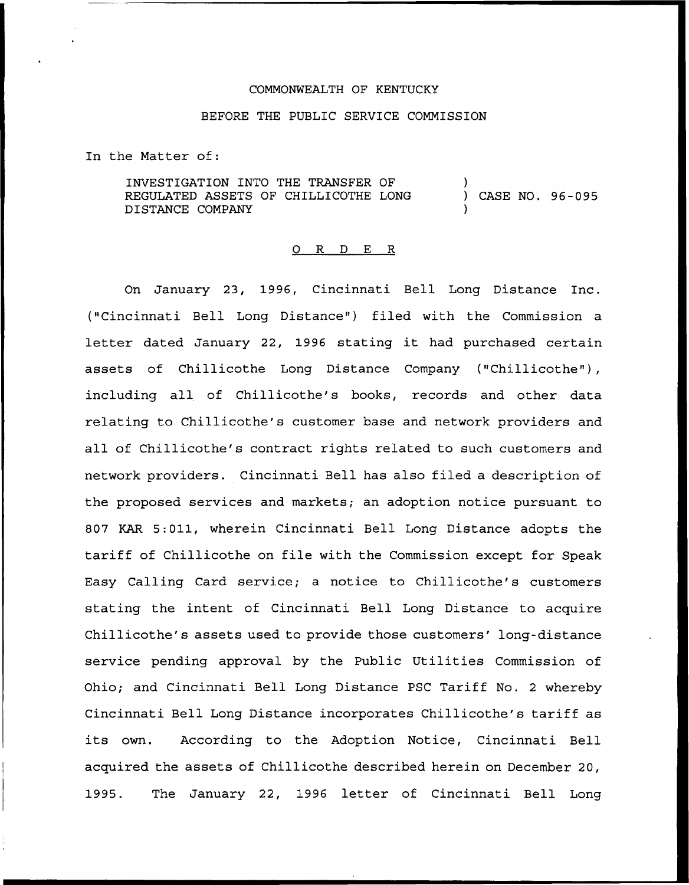COMMONWEALTH OF KENTUCKY

BEFORE THE PUBLIC SERVICE COMMISSION

In the Matter of:

| | | |
|---|---|---|
| INVESTIGATION INTO THE TRANSFER OF REGULATED ASSETS OF CHILLICOTHE LONG DISTANCE COMPANY | ) ) ) | CASE NO. 96-095 |

## O R D E R

On January 23, 1996, Cincinnati Bell Long Distance Inc. ("Cincinnati Bell Long Distance") filed with the Commission a letter dated January 22, 1996 stating it had purchased certain assets of Chillicothe Long Distance Company ("Chillicothe"), including all of Chillicothe's books, records and other data relating to Chillicothe's customer base and network providers and all of Chillicothe's contract rights related to such customers and network providers. Cincinnati Bell has also filed a description of the proposed services and markets; an adoption notice pursuant to 807 KAR 5:011, wherein Cincinnati Bell Long Distance adopts the tariff of Chillicothe on file with the Commission except for Speak Easy Calling Card service; a notice to Chillicothe's customers stating the intent of Cincinnati Bell Long Distance to acquire Chillicothe's assets used to provide those customers' long-distance service pending approval by the Public Utilities Commission of Ohio; and Cincinnati Bell Long Distance PSC Tariff No. 2 whereby Cincinnati Bell Long Distance incorporates Chillicothe's tariff as its own. According to the Adoption Notice, Cincinnati Bell acquired the assets of Chillicothe described herein on December 20, 1995. The January 22, 1996 letter of Cincinnati Bell Long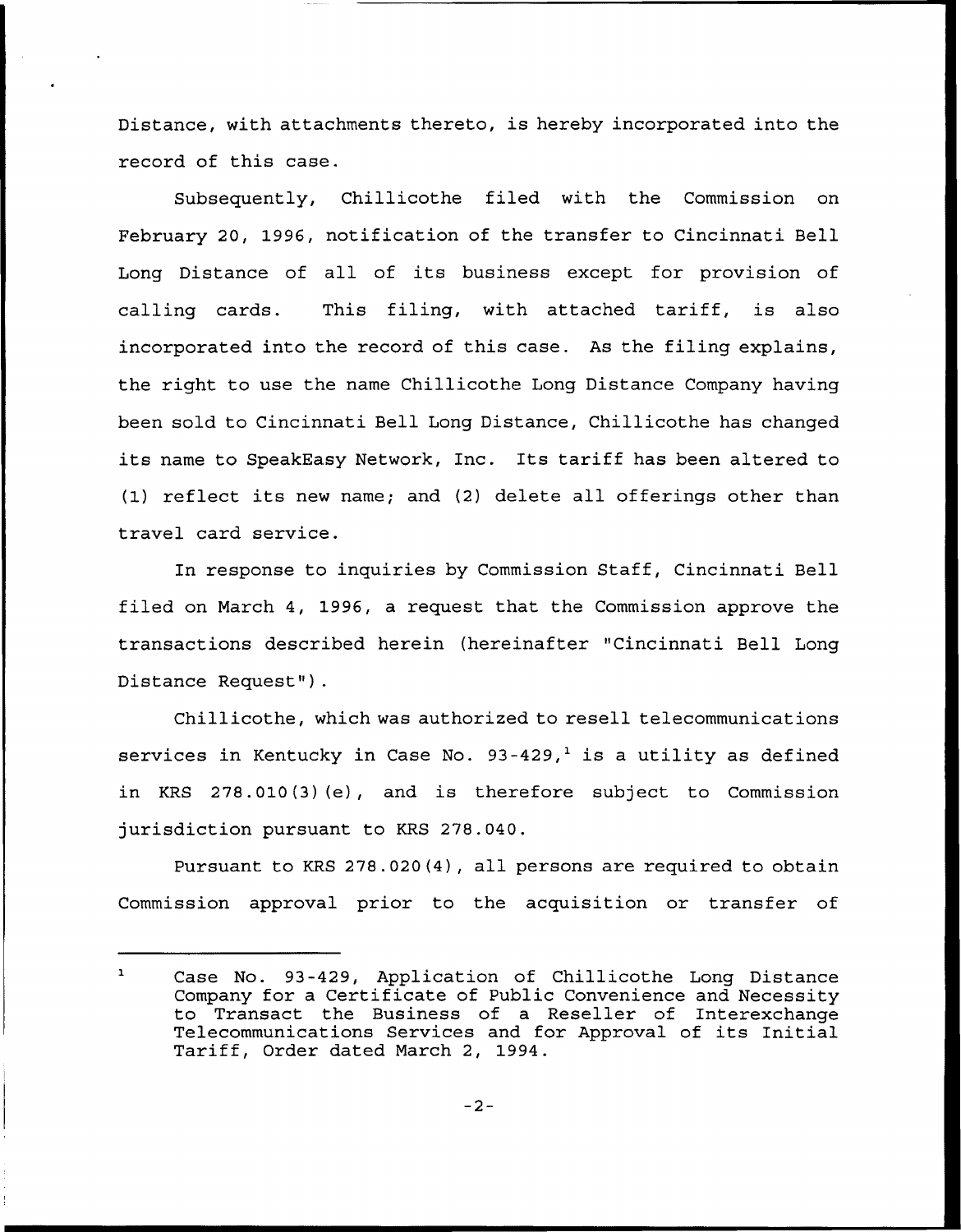Distance, with attachments thereto, is hereby incorporated into the record of this case.

Subsequently, Chillicothe filed with the Commission on February 20, 1996, notification of the transfer to Cincinnati Bell Long Distance of all of its business except for provision of calling cards. This filing, with attached tariff, is also incorporated into the record of this case. As the filing explains, the right to use the name Chillicothe Long Distance Company having been sold to Cincinnati Bell Long Distance, Chillicothe has changed its name to SpeakEasy Network, Inc. Its tariff has been altered to (1) reflect its new name; and (2) delete all offerings other than travel card service.

In response to inquiries by Commission Staff, Cincinnati Bell filed on March 4, 1996, a request that the Commission approve the transactions described herein (hereinafter "Cincinnati Bell Long Distance Request").

Chillicothe, which was authorized to resell telecommunications services in Kentucky in Case No. 93-429,[1] is a utility as defined in KRS 278.010(3)(e), and is therefore subject to Commission jurisdiction pursuant to KRS 278.040.

Pursuant to KRS 278.020(4), all persons are required to obtain Commission approval prior to the acquisition or transfer of

---

[1] Case No. 93-429, Application of Chillicothe Long Distance Company for a Certificate of Public Convenience and Necessity to Transact the Business of a Reseller of Interexchange Telecommunications Services and for Approval of its Initial Tariff, Order dated March 2, 1994.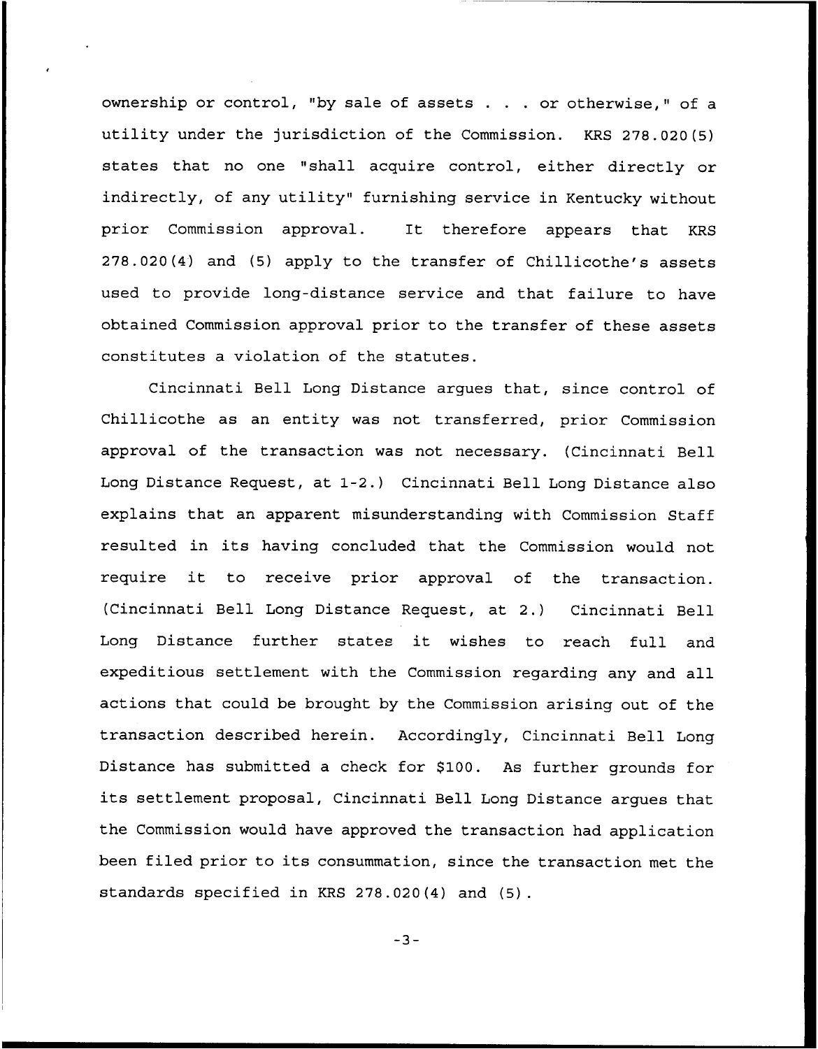ownership or control, "by sale of assets . . . or otherwise," of a utility under the jurisdiction of the Commission. KRS 278.020(5) states that no one "shall acquire control, either directly or indirectly, of any utility" furnishing service in Kentucky without prior Commission approval. It therefore appears that KRS 278.020(4) and (5) apply to the transfer of Chillicothe's assets used to provide long-distance service and that failure to have obtained Commission approval prior to the transfer of these assets constitutes a violation of the statutes.

Cincinnati Bell Long Distance argues that, since control of Chillicothe as an entity was not transferred, prior Commission approval of the transaction was not necessary. (Cincinnati Bell Long Distance Request, at 1-2.) Cincinnati Bell Long Distance also explains that an apparent misunderstanding with Commission Staff resulted in its having concluded that the Commission would not require it to receive prior approval of the transaction. (Cincinnati Bell Long Distance Request, at 2.) Cincinnati Bell Long Distance further states it wishes to reach full and expeditious settlement with the Commission regarding any and all actions that could be brought by the Commission arising out of the transaction described herein. Accordingly, Cincinnati Bell Long Distance has submitted a check for $100. As further grounds for its settlement proposal, Cincinnati Bell Long Distance argues that the Commission would have approved the transaction had application been filed prior to its consummation, since the transaction met the standards specified in KRS 278.020(4) and (5).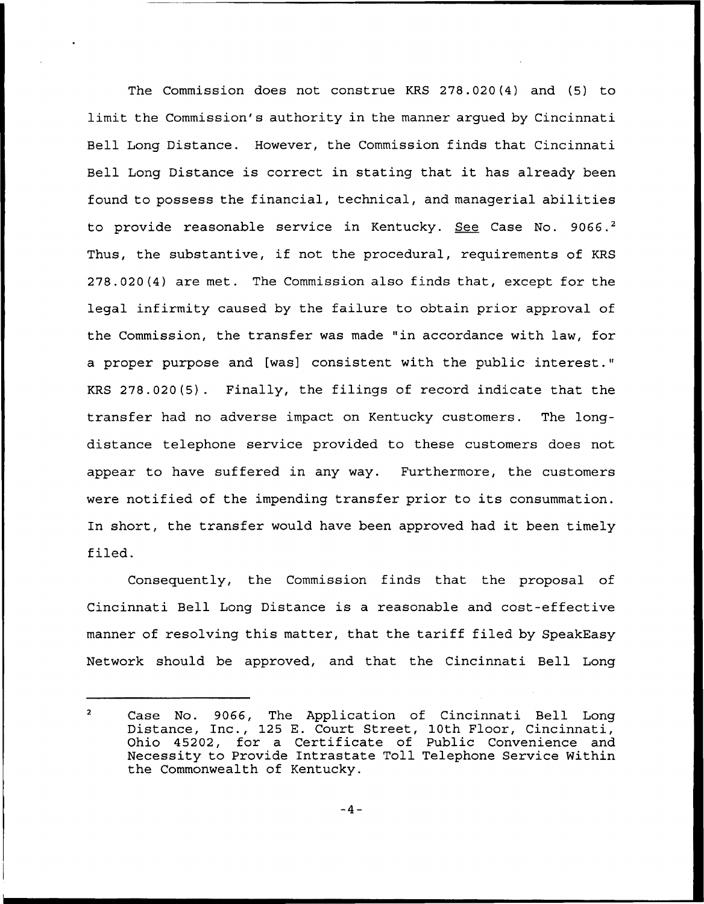The Commission does not construe KRS 278.020(4) and (5) to limit the Commission's authority in the manner argued by Cincinnati Bell Long Distance. However, the Commission finds that Cincinnati Bell Long Distance is correct in stating that it has already been found to possess the financial, technical, and managerial abilities to provide reasonable service in Kentucky. See Case No. 9066.[2] Thus, the substantive, if not the procedural, requirements of KRS 278.020(4) are met. The Commission also finds that, except for the legal infirmity caused by the failure to obtain prior approval of the Commission, the transfer was made "in accordance with law, for a proper purpose and [was] consistent with the public interest." KRS 278.020(5). Finally, the filings of record indicate that the transfer had no adverse impact on Kentucky customers. The long-distance telephone service provided to these customers does not appear to have suffered in any way. Furthermore, the customers were notified of the impending transfer prior to its consummation. In short, the transfer would have been approved had it been timely filed.

Consequently, the Commission finds that the proposal of Cincinnati Bell Long Distance is a reasonable and cost-effective manner of resolving this matter, that the tariff filed by SpeakEasy Network should be approved, and that the Cincinnati Bell Long

---

[2] Case No. 9066, The Application of Cincinnati Bell Long Distance, Inc., 125 E. Court Street, 10th Floor, Cincinnati, Ohio 45202, for a Certificate of Public Convenience and Necessity to Provide Intrastate Toll Telephone Service Within the Commonwealth of Kentucky.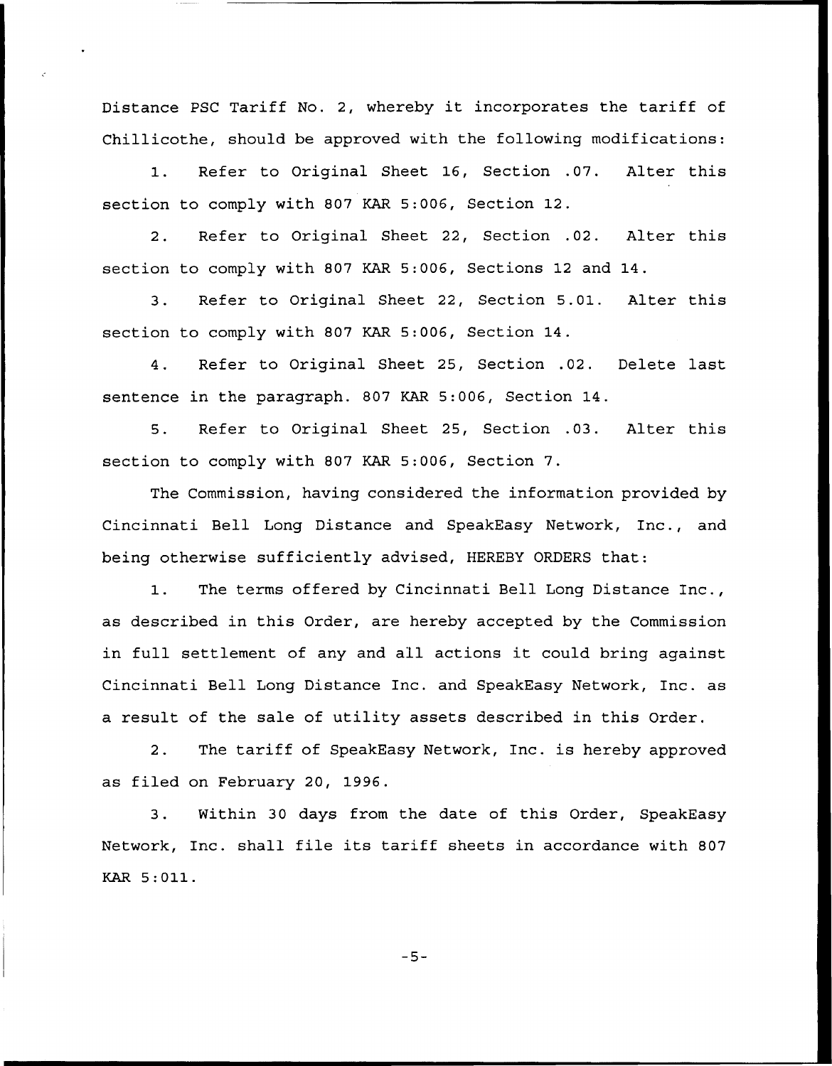Distance PSC Tariff No. 2, whereby it incorporates the tariff of Chillicothe, should be approved with the following modifications:

1. Refer to Original Sheet 16, Section .07. Alter this section to comply with 807 KAR 5:006, Section 12.

2. Refer to Original Sheet 22, Section .02. Alter this section to comply with 807 KAR 5:006, Sections 12 and 14.

3. Refer to Original Sheet 22, Section 5.01. Alter this section to comply with 807 KAR 5:006, Section 14.

4. Refer to Original Sheet 25, Section .02. Delete last sentence in the paragraph. 807 KAR 5:006, Section 14.

5. Refer to Original Sheet 25, Section .03. Alter this section to comply with 807 KAR 5:006, Section 7.

The Commission, having considered the information provided by Cincinnati Bell Long Distance and SpeakEasy Network, Inc., and being otherwise sufficiently advised, HEREBY ORDERS that:

1. The terms offered by Cincinnati Bell Long Distance Inc., as described in this Order, are hereby accepted by the Commission in full settlement of any and all actions it could bring against Cincinnati Bell Long Distance Inc. and SpeakEasy Network, Inc. as a result of the sale of utility assets described in this Order.

2. The tariff of SpeakEasy Network, Inc. is hereby approved as filed on February 20, 1996.

3. Within 30 days from the date of this Order, SpeakEasy Network, Inc. shall file its tariff sheets in accordance with 807 KAR 5:011.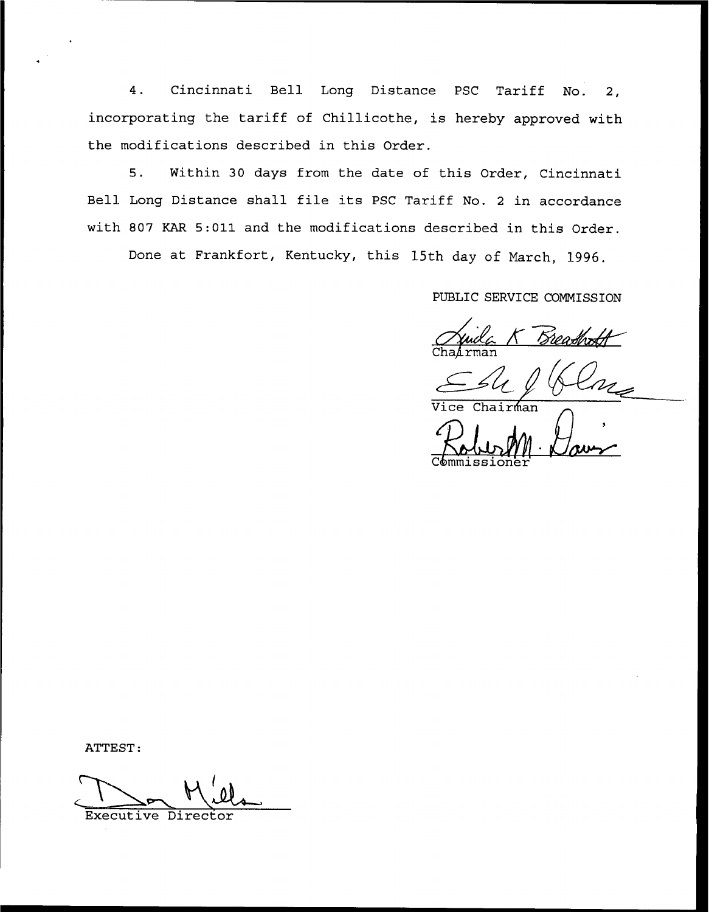4. Cincinnati Bell Long Distance PSC Tariff No. 2, incorporating the tariff of Chillicothe, is hereby approved with the modifications described in this Order.

5. Within 30 days from the date of this Order, Cincinnati Bell Long Distance shall file its PSC Tariff No. 2 in accordance with 807 KAR 5:011 and the modifications described in this Order.

Done at Frankfort, Kentucky, this 15th day of March, 1996.

PUBLIC SERVICE COMMISSION

Chairman

Vice Chairman

Commissioner

ATTEST:

Executive Director